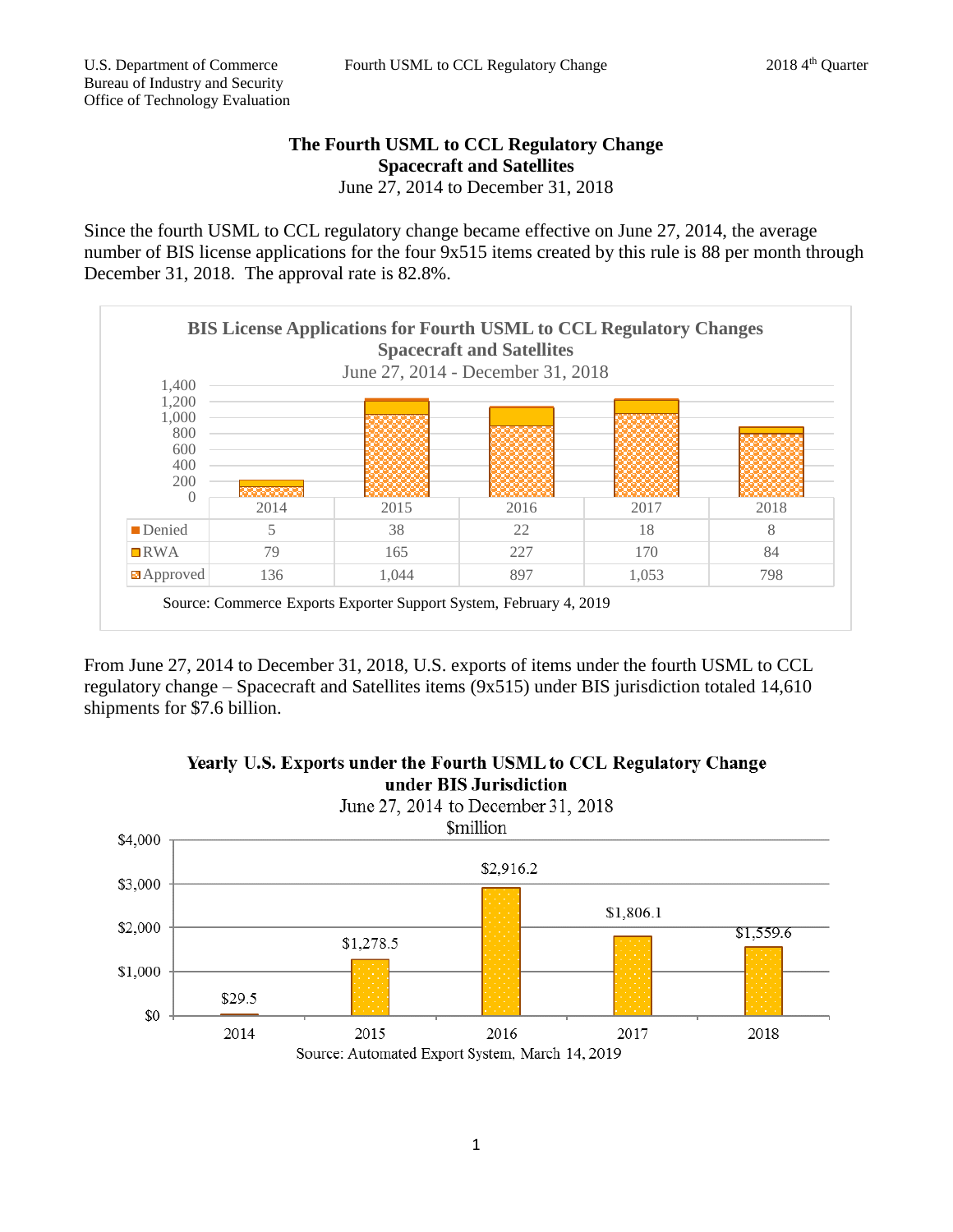# The Fourth USML to CCL Regulatory Change

## Spacecraft and Satellites

June 27, 2014 to December 31, 2018

Since the fourth USML to CCL regulatory change became effective on June 27, 2014, the average number of BIS license applications for the four 9x515 items created by this rule is 88 per month through December 31, 2018. The approval rate is 82.8%.

**BIS License Applications for Fourth USML to CCL Regulatory Changes**
**Spacecraft and Satellites**
June 27, 2014 - December 31, 2018

| | 2014 | 2015 | 2016 | 2017 | 2018 |
|---|---|---|---|---|---|
| Denied | 5 | 38 | 22 | 18 | 8 |
| RWA | 79 | 165 | 227 | 170 | 84 |
| Approved | 136 | 1,044 | 897 | 1,053 | 798 |

Source: Commerce Exports Exporter Support System, February 4, 2019

From June 27, 2014 to December 31, 2018, U.S. exports of items under the fourth USML to CCL regulatory change – Spacecraft and Satellites items (9x515) under BIS jurisdiction totaled 14,610 shipments for $7.6 billion.

**Yearly U.S. Exports under the Fourth USML to CCL Regulatory Change under BIS Jurisdiction**
June 27, 2014 to December 31, 2018
$million

| 2014 | 2015 | 2016 | 2017 | 2018 |
|---|---|---|---|---|
| $29.5 | $1,278.5 | $2,916.2 | $1,806.1 | $1,559.6 |

Source: Automated Export System, March 14, 2019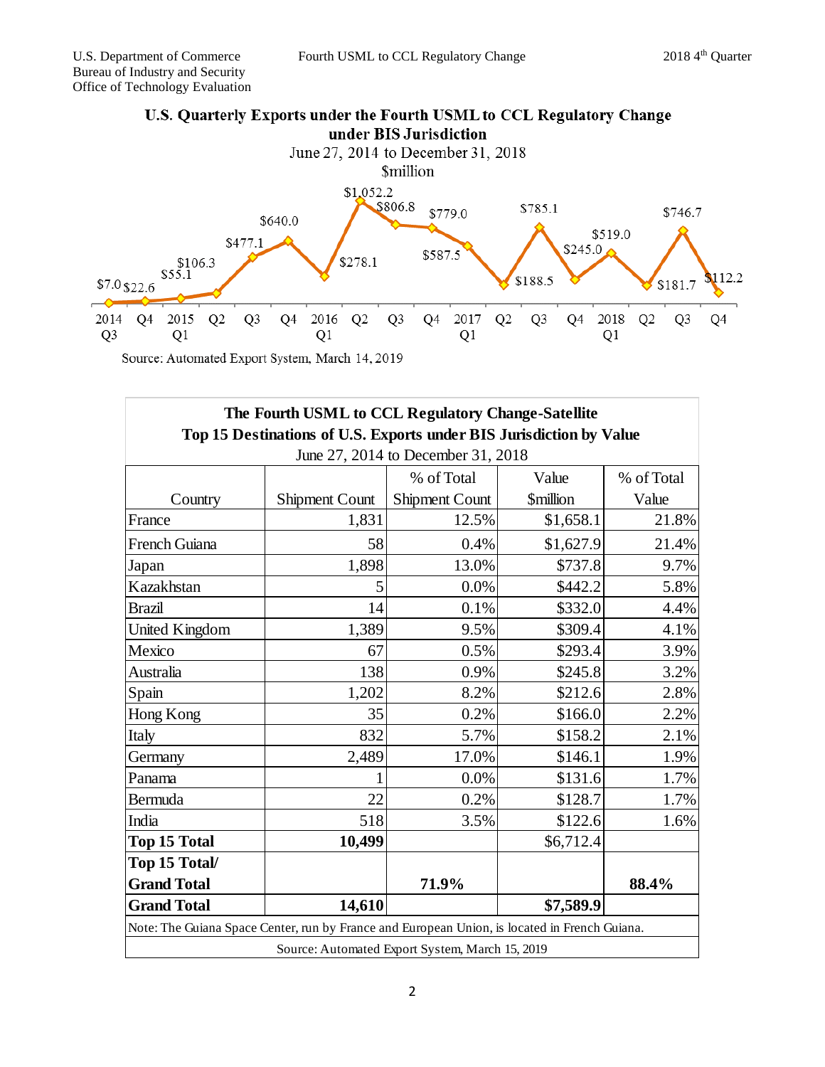## U.S. Quarterly Exports under the Fourth USML to CCL Regulatory Change under BIS Jurisdiction

June 27, 2014 to December 31, 2018

$million

| Quarter | Value ($million) |
|---|---|
| 2014 Q3 | $7.0 |
| Q4 | $22.6 |
| 2015 Q1 | $55.1 |
| Q2 | $106.3 |
| Q3 | $477.1 |
| Q4 | $640.0 |
| 2016 Q1 | $278.1 |
| Q2 | $1,052.2 |
| Q3 | $806.8 |
| Q4 | $779.0 |
| 2017 Q1 | $587.5 |
| Q2 | $188.5 |
| Q3 | $785.1 |
| Q4 | $245.0 |
| 2018 Q1 | $519.0 |
| Q2 | $181.7 |
| Q3 | $746.7 |
| Q4 | $112.2 |

Source: Automated Export System, March 14, 2019

## The Fourth USML to CCL Regulatory Change-Satellite
## Top 15 Destinations of U.S. Exports under BIS Jurisdiction by Value

June 27, 2014 to December 31, 2018

| Country | Shipment Count | % of Total Shipment Count | Value $million | % of Total Value |
|---|---|---|---|---|
| France | 1,831 | 12.5% | $1,658.1 | 21.8% |
| French Guiana | 58 | 0.4% | $1,627.9 | 21.4% |
| Japan | 1,898 | 13.0% | $737.8 | 9.7% |
| Kazakhstan | 5 | 0.0% | $442.2 | 5.8% |
| Brazil | 14 | 0.1% | $332.0 | 4.4% |
| United Kingdom | 1,389 | 9.5% | $309.4 | 4.1% |
| Mexico | 67 | 0.5% | $293.4 | 3.9% |
| Australia | 138 | 0.9% | $245.8 | 3.2% |
| Spain | 1,202 | 8.2% | $212.6 | 2.8% |
| Hong Kong | 35 | 0.2% | $166.0 | 2.2% |
| Italy | 832 | 5.7% | $158.2 | 2.1% |
| Germany | 2,489 | 17.0% | $146.1 | 1.9% |
| Panama | 1 | 0.0% | $131.6 | 1.7% |
| Bermuda | 22 | 0.2% | $128.7 | 1.7% |
| India | 518 | 3.5% | $122.6 | 1.6% |
| **Top 15 Total** | **10,499** | | $6,712.4 | |
| **Top 15 Total/ Grand Total** | | **71.9%** | | **88.4%** |
| **Grand Total** | **14,610** | | **$7,589.9** | |

Note: The Guiana Space Center, run by France and European Union, is located in French Guiana.

Source: Automated Export System, March 15, 2019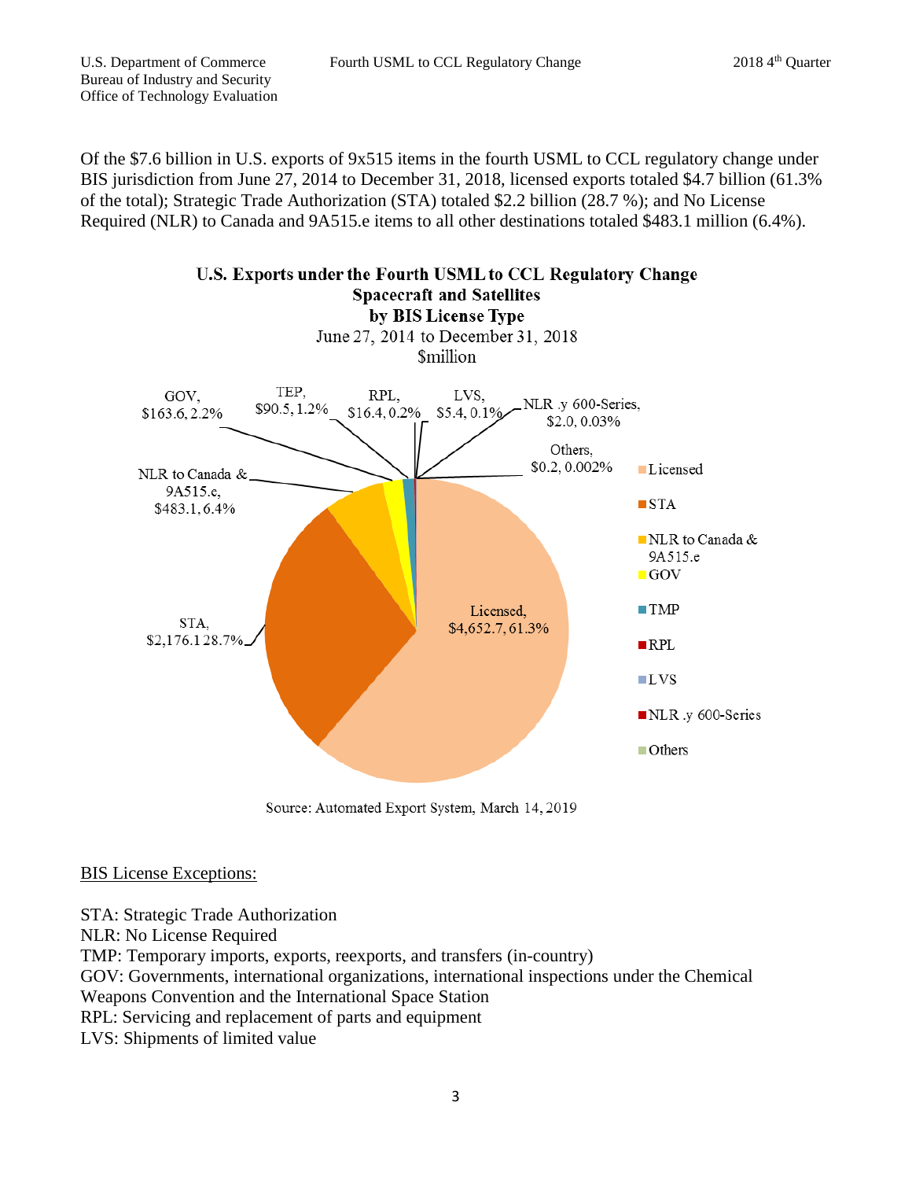Of the $7.6 billion in U.S. exports of 9x515 items in the fourth USML to CCL regulatory change under BIS jurisdiction from June 27, 2014 to December 31, 2018, licensed exports totaled $4.7 billion (61.3% of the total); Strategic Trade Authorization (STA) totaled $2.2 billion (28.7 %); and No License Required (NLR) to Canada and 9A515.e items to all other destinations totaled $483.1 million (6.4%).

**U.S. Exports under the Fourth USML to CCL Regulatory Change**
**Spacecraft and Satellites**
**by BIS License Type**
June 27, 2014 to December 31, 2018
$million

GOV, $163.6, 2.2%
TEP, $90.5, 1.2%
RPL, $16.4, 0.2%
LVS, $5.4, 0.1%
NLR .y 600-Series, $2.0, 0.03%
Others, $0.2, 0.002%
NLR to Canada & 9A515.e, $483.1, 6.4%
STA, $2,176.1 28.7%
Licensed, $4,652.7, 61.3%

Licensed
STA
NLR to Canada & 9A515.e
GOV
TMP
RPL
LVS
NLR .y 600-Series
Others

Source: Automated Export System, March 14, 2019

BIS License Exceptions:

STA: Strategic Trade Authorization
NLR: No License Required
TMP: Temporary imports, exports, reexports, and transfers (in-country)
GOV: Governments, international organizations, international inspections under the Chemical Weapons Convention and the International Space Station
RPL: Servicing and replacement of parts and equipment
LVS: Shipments of limited value